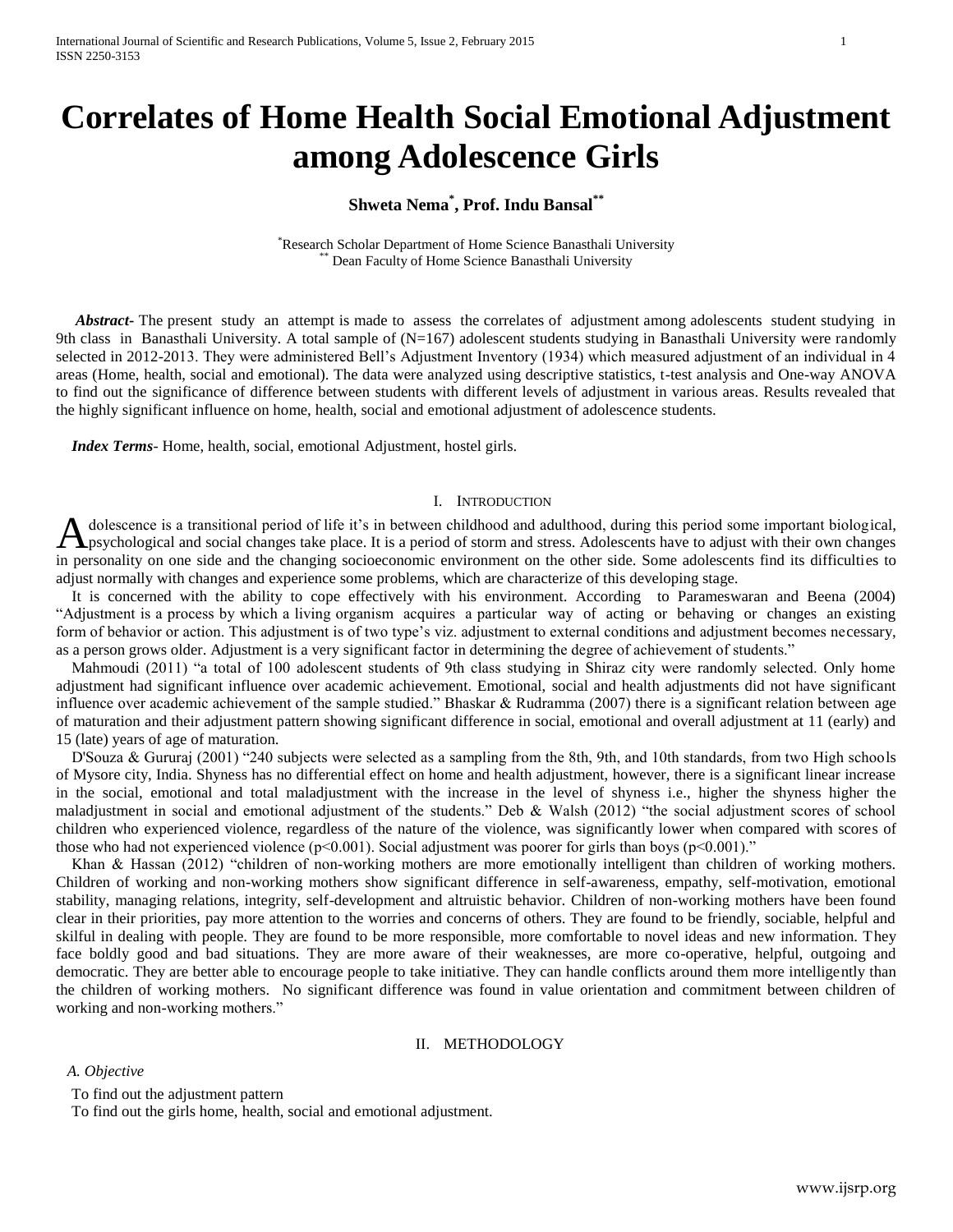# Correlates of Home Health Social Emotional Adjustment among Adolescence Girls

**Shweta Nema[*], Prof. Indu Bansal[**]**

[*]Research Scholar Department of Home Science Banasthali University
[**] Dean Faculty of Home Science Banasthali University

***Abstract-*** The present study an attempt is made to assess the correlates of adjustment among adolescents student studying in 9th class in Banasthali University. A total sample of (N=167) adolescent students studying in Banasthali University were randomly selected in 2012-2013. They were administered Bell's Adjustment Inventory (1934) which measured adjustment of an individual in 4 areas (Home, health, social and emotional). The data were analyzed using descriptive statistics, t-test analysis and One-way ANOVA to find out the significance of difference between students with different levels of adjustment in various areas. Results revealed that the highly significant influence on home, health, social and emotional adjustment of adolescence students.

***Index Terms*-** Home, health, social, emotional Adjustment, hostel girls.

## I. Introduction

Adolescence is a transitional period of life it's in between childhood and adulthood, during this period some important biological, psychological and social changes take place. It is a period of storm and stress. Adolescents have to adjust with their own changes in personality on one side and the changing socioeconomic environment on the other side. Some adolescents find its difficulties to adjust normally with changes and experience some problems, which are characterize of this developing stage.

It is concerned with the ability to cope effectively with his environment. According to Parameswaran and Beena (2004) "Adjustment is a process by which a living organism acquires a particular way of acting or behaving or changes an existing form of behavior or action. This adjustment is of two type's viz. adjustment to external conditions and adjustment becomes necessary, as a person grows older. Adjustment is a very significant factor in determining the degree of achievement of students."

Mahmoudi (2011) "a total of 100 adolescent students of 9th class studying in Shiraz city were randomly selected. Only home adjustment had significant influence over academic achievement. Emotional, social and health adjustments did not have significant influence over academic achievement of the sample studied." Bhaskar & Rudramma (2007) there is a significant relation between age of maturation and their adjustment pattern showing significant difference in social, emotional and overall adjustment at 11 (early) and 15 (late) years of age of maturation.

D'Souza & Gururaj (2001) "240 subjects were selected as a sampling from the 8th, 9th, and 10th standards, from two High schools of Mysore city, India. Shyness has no differential effect on home and health adjustment, however, there is a significant linear increase in the social, emotional and total maladjustment with the increase in the level of shyness i.e., higher the shyness higher the maladjustment in social and emotional adjustment of the students." Deb & Walsh (2012) "the social adjustment scores of school children who experienced violence, regardless of the nature of the violence, was significantly lower when compared with scores of those who had not experienced violence ($p<0.001$). Social adjustment was poorer for girls than boys ($p<0.001$)."

Khan & Hassan (2012) "children of non-working mothers are more emotionally intelligent than children of working mothers. Children of working and non-working mothers show significant difference in self-awareness, empathy, self-motivation, emotional stability, managing relations, integrity, self-development and altruistic behavior. Children of non-working mothers have been found clear in their priorities, pay more attention to the worries and concerns of others. They are found to be friendly, sociable, helpful and skilful in dealing with people. They are found to be more responsible, more comfortable to novel ideas and new information. They face boldly good and bad situations. They are more aware of their weaknesses, are more co-operative, helpful, outgoing and democratic. They are better able to encourage people to take initiative. They can handle conflicts around them more intelligently than the children of working mothers. No significant difference was found in value orientation and commitment between children of working and non-working mothers."

## II. Methodology

### *A. Objective*

To find out the adjustment pattern

To find out the girls home, health, social and emotional adjustment.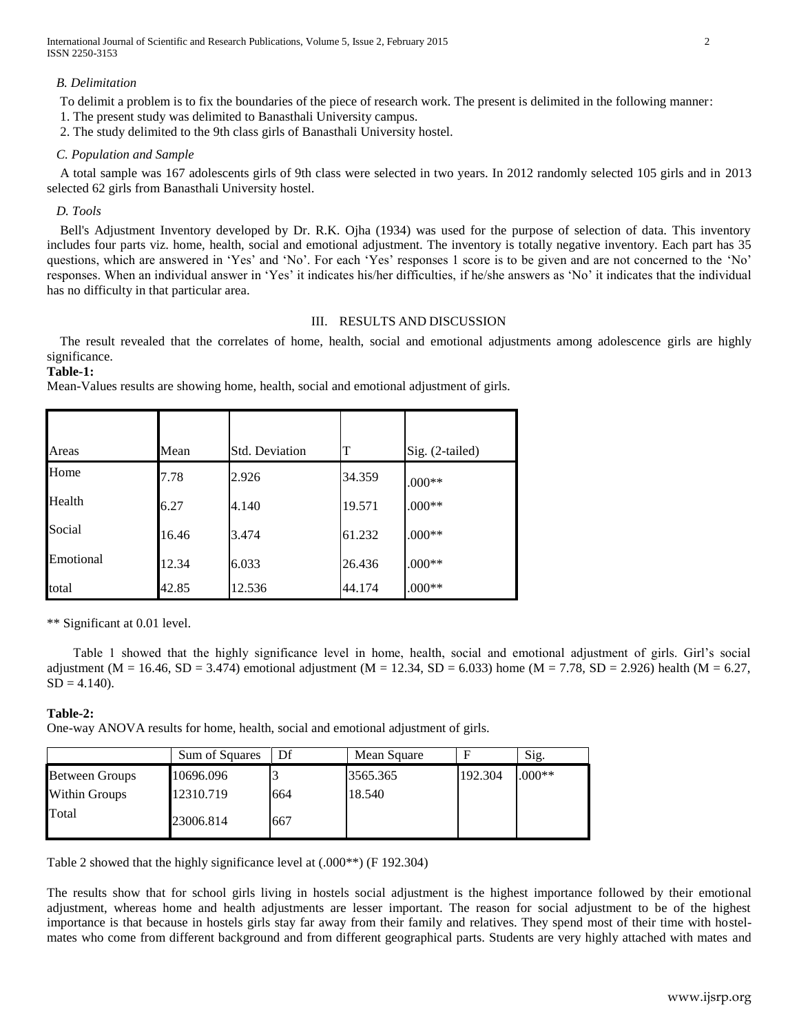*B. Delimitation*

To delimit a problem is to fix the boundaries of the piece of research work. The present is delimited in the following manner:

1. The present study was delimited to Banasthali University campus.
2. The study delimited to the 9th class girls of Banasthali University hostel.

*C. Population and Sample*

A total sample was 167 adolescents girls of 9th class were selected in two years. In 2012 randomly selected 105 girls and in 2013 selected 62 girls from Banasthali University hostel.

*D. Tools*

Bell's Adjustment Inventory developed by Dr. R.K. Ojha (1934) was used for the purpose of selection of data. This inventory includes four parts viz. home, health, social and emotional adjustment. The inventory is totally negative inventory. Each part has 35 questions, which are answered in 'Yes' and 'No'. For each 'Yes' responses 1 score is to be given and are not concerned to the 'No' responses. When an individual answer in 'Yes' it indicates his/her difficulties, if he/she answers as 'No' it indicates that the individual has no difficulty in that particular area.

## III. RESULTS AND DISCUSSION

The result revealed that the correlates of home, health, social and emotional adjustments among adolescence girls are highly significance.

**Table-1:**

Mean-Values results are showing home, health, social and emotional adjustment of girls.

| Areas | Mean | Std. Deviation | T | Sig. (2-tailed) |
|---|---|---|---|---|
| Home | 7.78 | 2.926 | 34.359 | .000** |
| Health | 6.27 | 4.140 | 19.571 | .000** |
| Social | 16.46 | 3.474 | 61.232 | .000** |
| Emotional | 12.34 | 6.033 | 26.436 | .000** |
| total | 42.85 | 12.536 | 44.174 | .000** |

** Significant at 0.01 level.

Table 1 showed that the highly significance level in home, health, social and emotional adjustment of girls. Girl's social adjustment (M = 16.46, SD = 3.474) emotional adjustment (M = 12.34, SD = 6.033) home (M = 7.78, SD = 2.926) health (M = 6.27, SD = 4.140).

**Table-2:**

One-way ANOVA results for home, health, social and emotional adjustment of girls.

| | Sum of Squares | Df | Mean Square | F | Sig. |
|---|---|---|---|---|---|
| Between Groups | 10696.096 | 3 | 3565.365 | 192.304 | .000** |
| Within Groups | 12310.719 | 664 | 18.540 | | |
| Total | 23006.814 | 667 | | | |

Table 2 showed that the highly significance level at (.000**) (F 192.304)

The results show that for school girls living in hostels social adjustment is the highest importance followed by their emotional adjustment, whereas home and health adjustments are lesser important. The reason for social adjustment to be of the highest importance is that because in hostels girls stay far away from their family and relatives. They spend most of their time with hostel-mates who come from different background and from different geographical parts. Students are very highly attached with mates and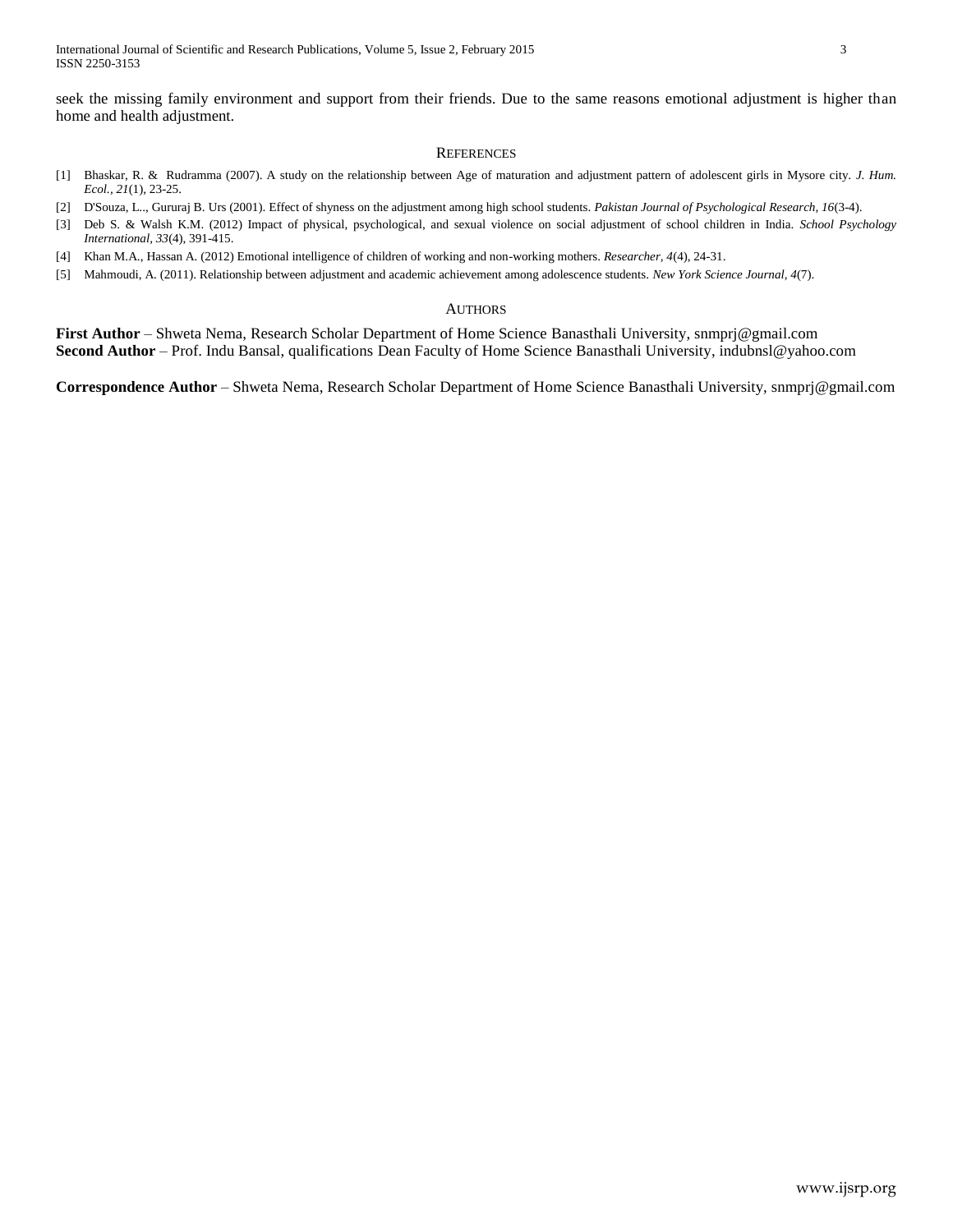seek the missing family environment and support from their friends. Due to the same reasons emotional adjustment is higher than home and health adjustment.

## References

[1] Bhaskar, R. & Rudramma (2007). A study on the relationship between Age of maturation and adjustment pattern of adolescent girls in Mysore city. *J. Hum. Ecol., 21*(1), 23-25.

[2] D'Souza, L.., Gururaj B. Urs (2001). Effect of shyness on the adjustment among high school students. *Pakistan Journal of Psychological Research, 16*(3-4).

[3] Deb S. & Walsh K.M. (2012) Impact of physical, psychological, and sexual violence on social adjustment of school children in India. *School Psychology International, 33*(4), 391-415.

[4] Khan M.A., Hassan A. (2012) Emotional intelligence of children of working and non-working mothers. *Researcher, 4*(4), 24-31.

[5] Mahmoudi, A. (2011). Relationship between adjustment and academic achievement among adolescence students. *New York Science Journal, 4*(7).

## Authors

**First Author** – Shweta Nema, Research Scholar Department of Home Science Banasthali University, snmprj@gmail.com
**Second Author** – Prof. Indu Bansal, qualifications Dean Faculty of Home Science Banasthali University, indubnsl@yahoo.com

**Correspondence Author** – Shweta Nema, Research Scholar Department of Home Science Banasthali University, snmprj@gmail.com